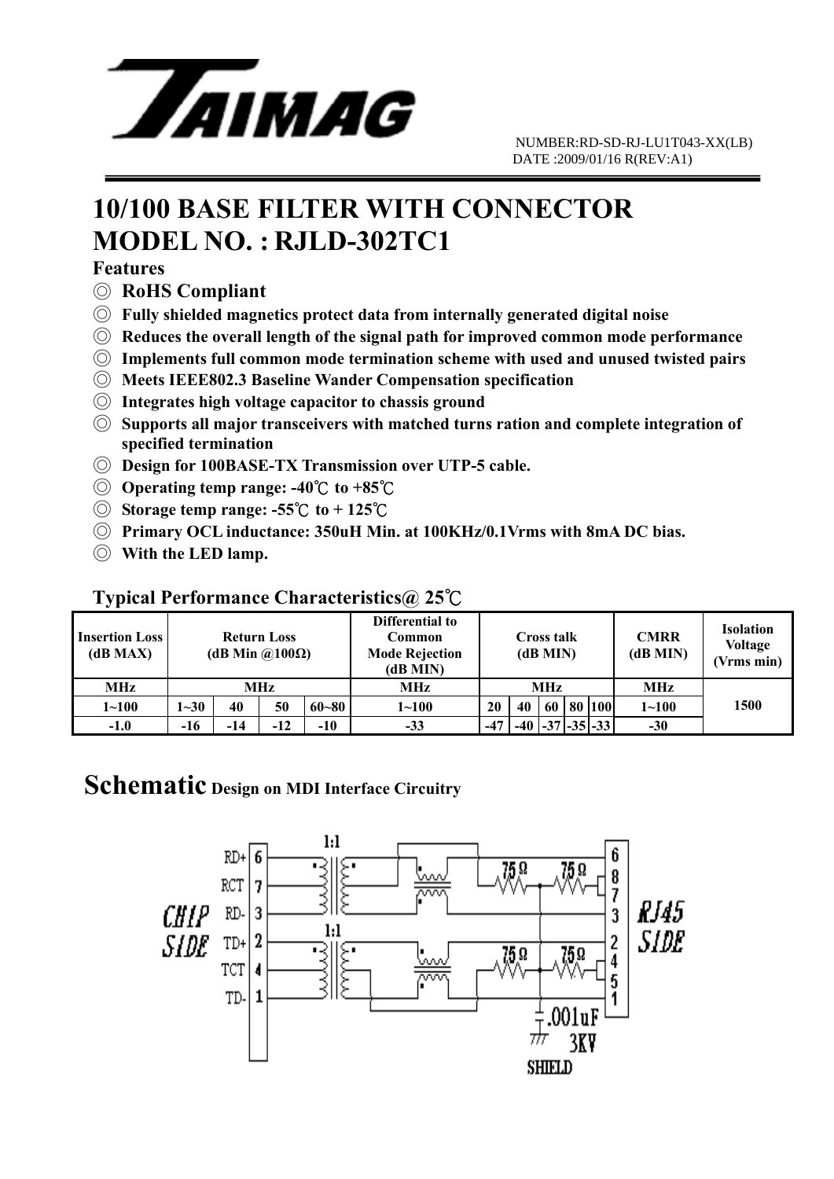# TAIMAG

NUMBER:RD-SD-RJ-LU1T043-XX(LB)
DATE :2009/01/16 R(REV:A1)

# 10/100 BASE FILTER WITH CONNECTOR
# MODEL NO. : RJLD-302TC1

## Features

◎ **RoHS Compliant**
◎ **Fully shielded magnetics protect data from internally generated digital noise**
◎ **Reduces the overall length of the signal path for improved common mode performance**
◎ **Implements full common mode termination scheme with used and unused twisted pairs**
◎ **Meets IEEE802.3 Baseline Wander Compensation specification**
◎ **Integrates high voltage capacitor to chassis ground**
◎ **Supports all major transceivers with matched turns ration and complete integration of specified termination**
◎ **Design for 100BASE-TX Transmission over UTP-5 cable.**
◎ **Operating temp range: -40℃ to +85℃**
◎ **Storage temp range: -55℃ to + 125℃**
◎ **Primary OCL inductance: 350uH Min. at 100KHz/0.1Vrms with 8mA DC bias.**
◎ **With the LED lamp.**

## Typical Performance Characteristics@ 25℃

| Insertion Loss (dB MAX) | Return Loss (dB Min @100Ω) | | | | Differential to Common Mode Rejection (dB MIN) | Cross talk (dB MIN) | | | | | CMRR (dB MIN) | Isolation Voltage (Vrms min) |
|---|---|---|---|---|---|---|---|---|---|---|---|---|
| MHz | MHz | | | | MHz | MHz | | | | | MHz | |
| 1~100 | 1~30 | 40 | 50 | 60~80 | 1~100 | 20 | 40 | 60 | 80 | 100 | 1~100 | 1500 |
| -1.0 | -16 | -14 | -12 | -10 | -33 | -47 | -40 | -37 | -35 | -33 | -30 | |

# Schematic Design on MDI Interface Circuitry

CHIP SIDE: RD+ 6, RCT 7, RD- 3, TD+ 2, TCT 4, TD- 1

1:1, 1:1

75Ω, 75Ω, 75Ω, 75Ω

.001uF 3KV

SHIELD

RJ45 SIDE: 6, 8, 7, 3, 2, 4, 5, 1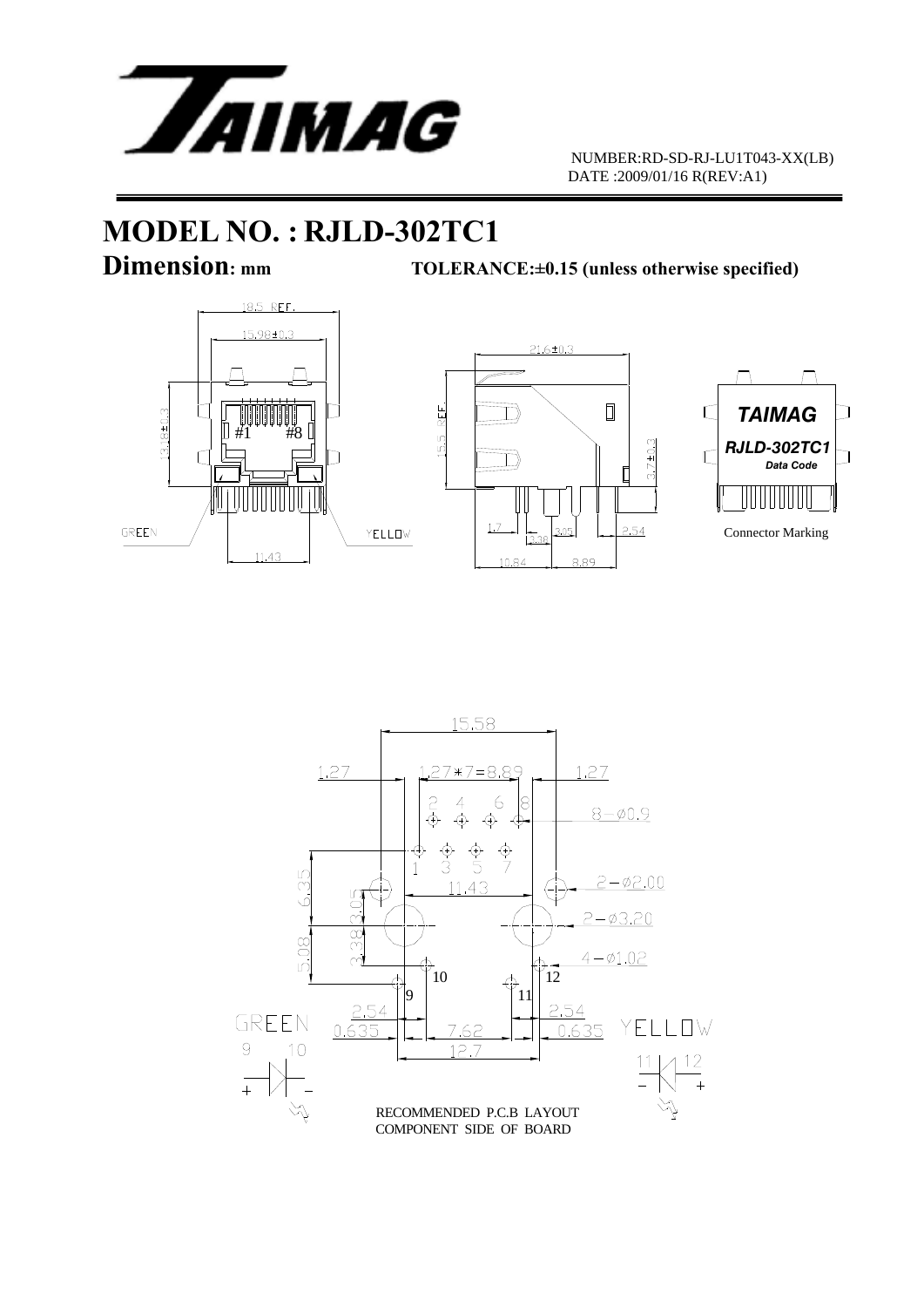NUMBER:RD-SD-RJ-LU1T043-XX(LB)
DATE :2009/01/16 R(REV:A1)

# MODEL NO. : RJLD-302TC1

## Dimension: mm

**TOLERANCE:±0.15 (unless otherwise specified)**

18.5 REF.
15.98±0.3
13.8±0.3
#1 #8
GREEN
YELLOW
11.43

21.6±0.3
15.5 REF.
3.7±0.3
1.7
3.38
3.05
2.54
10.84
8.89

TAIMAG
RJLD-302TC1
Data Code

Connector Marking

15.58
1.27
1.27*7=8.89
1.27
2 4 6 8
8−Ø0.9
1 3 5 7
6.35
11.43
2−Ø2.00
3.05
2−Ø3.20
5.08
3.38
4−Ø1.02
10
12
9
11
2.54
2.54
GREEN
0.635
7.62
0.635
YELLOW
12.7
9 10
11 12

RECOMMENDED P.C.B LAYOUT
COMPONENT SIDE OF BOARD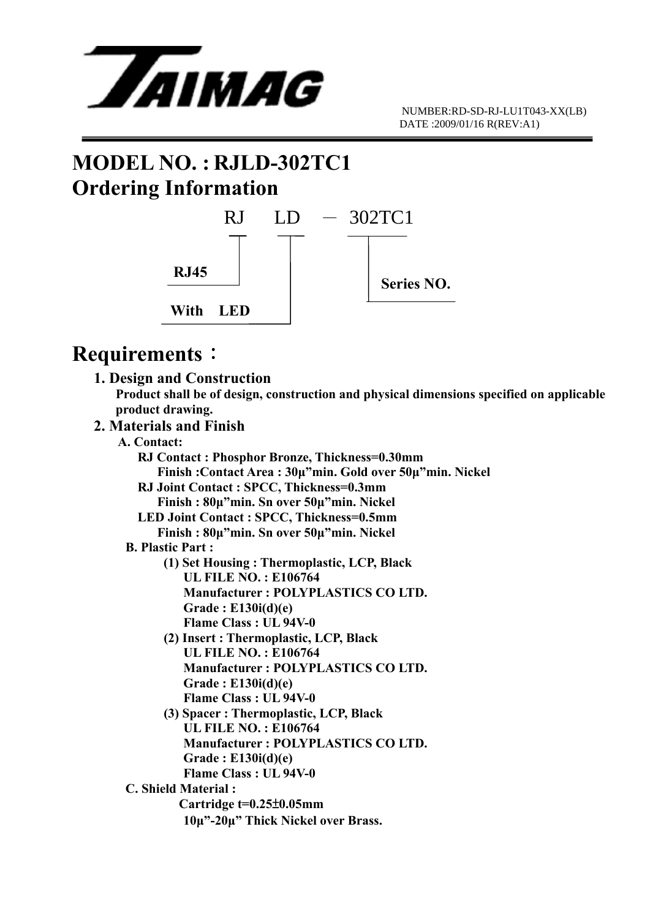TAIMAG

NUMBER:RD-SD-RJ-LU1T043-XX(LB)
DATE :2009/01/16 R(REV:A1)

# MODEL NO. : RJLD-302TC1

# Ordering Information

RJ LD — 302TC1

- RJ: RJ45
- LD: With LED
- 302TC1: Series NO.

# Requirements：

**1. Design and Construction**

**Product shall be of design, construction and physical dimensions specified on applicable product drawing.**

**2. Materials and Finish**

**A. Contact:**

**RJ Contact : Phosphor Bronze, Thickness=0.30mm**
**Finish :Contact Area : 30μ"min. Gold over 50μ"min. Nickel**

**RJ Joint Contact : SPCC, Thickness=0.3mm**
**Finish : 80μ"min. Sn over 50μ"min. Nickel**

**LED Joint Contact : SPCC, Thickness=0.5mm**
**Finish : 80μ"min. Sn over 50μ"min. Nickel**

**B. Plastic Part :**

**(1) Set Housing : Thermoplastic, LCP, Black**
**UL FILE NO. : E106764**
**Manufacturer : POLYPLASTICS CO LTD.**
**Grade : E130i(d)(e)**
**Flame Class : UL 94V-0**

**(2) Insert : Thermoplastic, LCP, Black**
**UL FILE NO. : E106764**
**Manufacturer : POLYPLASTICS CO LTD.**
**Grade : E130i(d)(e)**
**Flame Class : UL 94V-0**

**(3) Spacer : Thermoplastic, LCP, Black**
**UL FILE NO. : E106764**
**Manufacturer : POLYPLASTICS CO LTD.**
**Grade : E130i(d)(e)**
**Flame Class : UL 94V-0**

**C. Shield Material :**

**Cartridge t=0.25±0.05mm**
**10μ"-20μ" Thick Nickel over Brass.**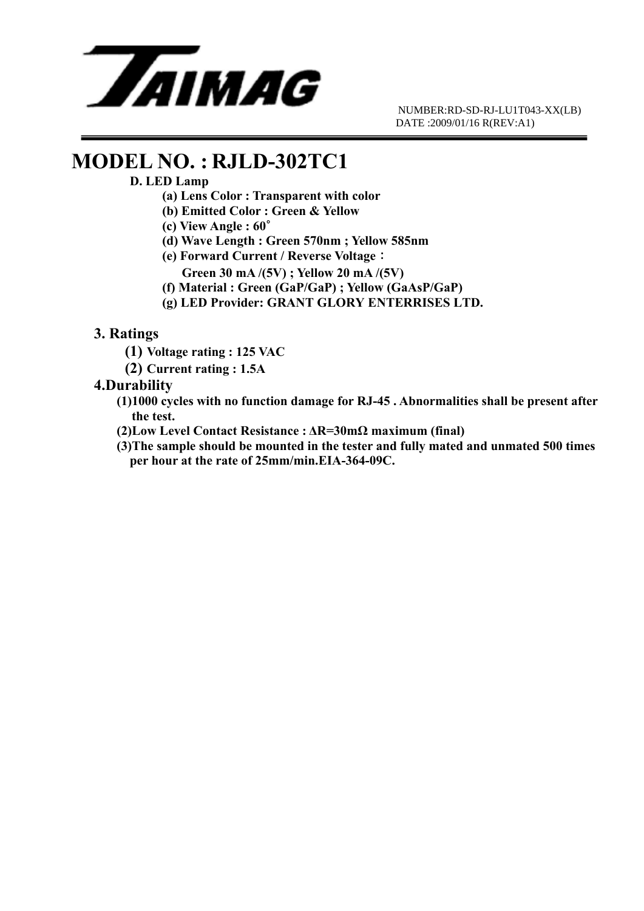TAIMAG

NUMBER:RD-SD-RJ-LU1T043-XX(LB)
DATE :2009/01/16 R(REV:A1)

# MODEL NO. : RJLD-302TC1

**D. LED Lamp**

- **(a) Lens Color : Transparent with color**
- **(b) Emitted Color : Green & Yellow**
- **(c) View Angle : 60˚**
- **(d) Wave Length : Green 570nm ; Yellow 585nm**
- **(e) Forward Current / Reverse Voltage：**
  **Green 30 mA /(5V) ; Yellow 20 mA /(5V)**
- **(f) Material : Green (GaP/GaP) ; Yellow (GaAsP/GaP)**
- **(g) LED Provider: GRANT GLORY ENTERRISES LTD.**

## 3. Ratings

- **(1) Voltage rating : 125 VAC**
- **(2) Current rating : 1.5A**

## 4.Durability

- **(1)1000 cycles with no function damage for RJ-45 . Abnormalities shall be present after the test.**
- **(2)Low Level Contact Resistance : ΔR=30mΩ maximum (final)**
- **(3)The sample should be mounted in the tester and fully mated and unmated 500 times per hour at the rate of 25mm/min.EIA-364-09C.**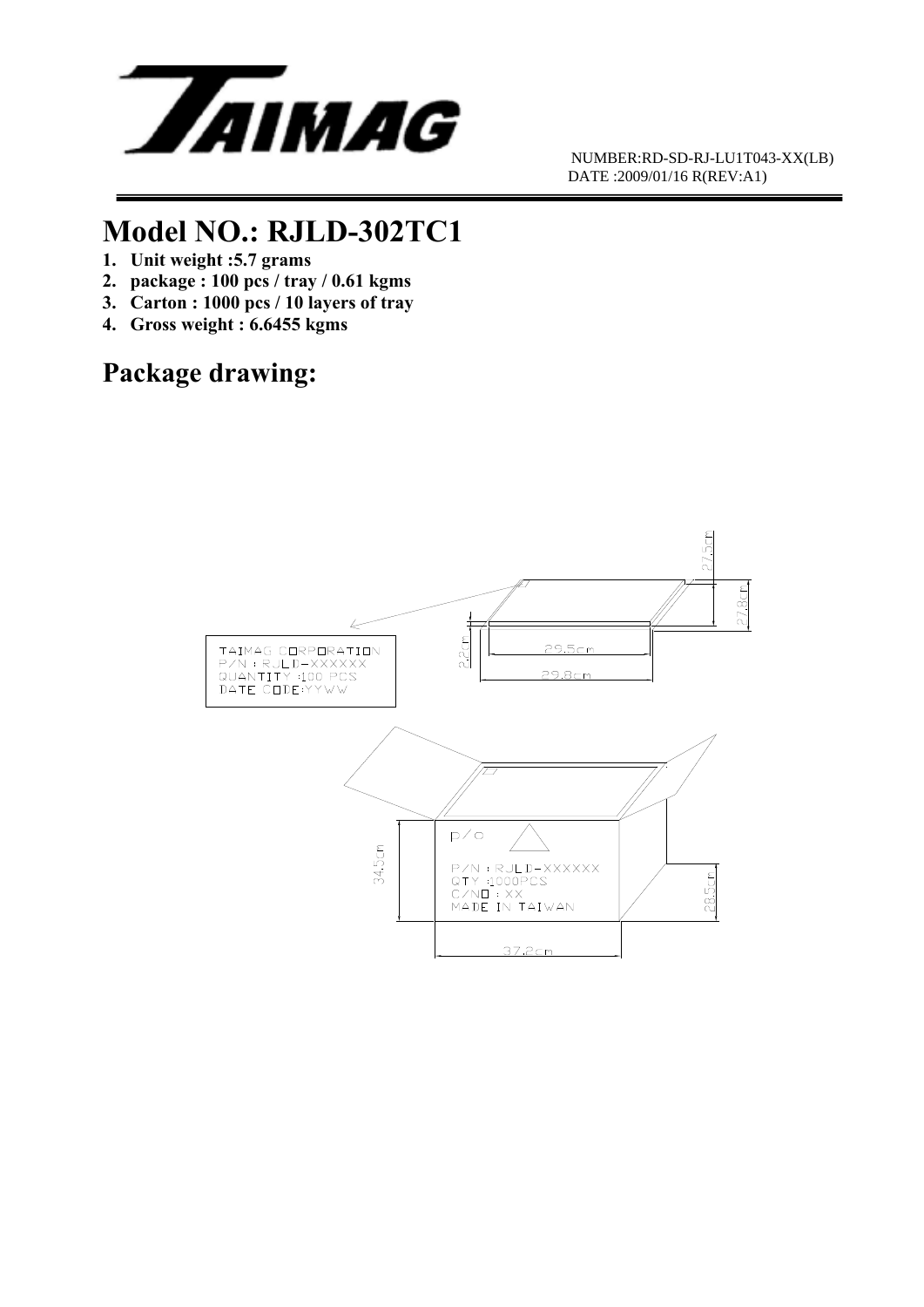NUMBER:RD-SD-RJ-LU1T043-XX(LB)
DATE :2009/01/16 R(REV:A1)

# Model NO.: RJLD-302TC1

1. **Unit weight :5.7 grams**
2. **package : 100 pcs / tray / 0.61 kgms**
3. **Carton : 1000 pcs / 10 layers of tray**
4. **Gross weight : 6.6455 kgms**

## Package drawing:

27.5cm
27.8cm
2.2cm
29.5cm
29.8cm

TAIMAG CORPORATION
P/N : RJLD-XXXXXX
QUANTITY :100 PCS
DATE CODE:YYWW

P/O
P/N : RJLD-XXXXXX
QTY :1000PCS
C/NO : XX
MADE IN TAIWAN

34.5cm
28.5cm
37.2cm